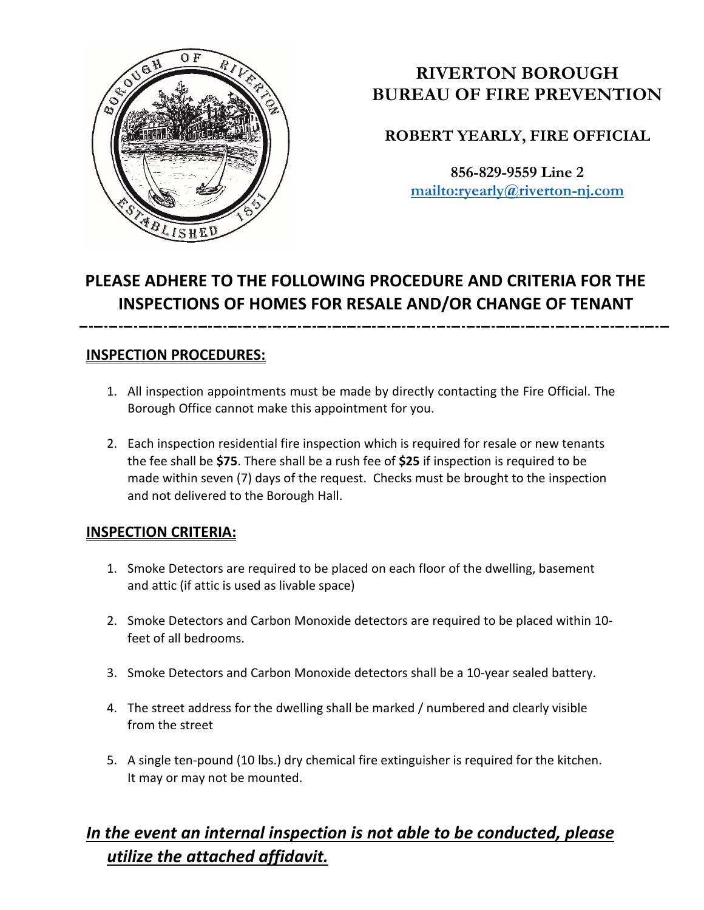# RIVERTON BOROUGH
# BUREAU OF FIRE PREVENTION

**ROBERT YEARLY, FIRE OFFICIAL**

**856-829-9559 Line 2**
**[mailto:ryearly@riverton-nj.com](mailto:ryearly@riverton-nj.com)**

## PLEASE ADHERE TO THE FOLLOWING PROCEDURE AND CRITERIA FOR THE INSPECTIONS OF HOMES FOR RESALE AND/OR CHANGE OF TENANT

---

### INSPECTION PROCEDURES:

1. All inspection appointments must be made by directly contacting the Fire Official. The Borough Office cannot make this appointment for you.
2. Each inspection residential fire inspection which is required for resale or new tenants the fee shall be **$75**. There shall be a rush fee of **$25** if inspection is required to be made within seven (7) days of the request. Checks must be brought to the inspection and not delivered to the Borough Hall.

### INSPECTION CRITERIA:

1. Smoke Detectors are required to be placed on each floor of the dwelling, basement and attic (if attic is used as livable space)
2. Smoke Detectors and Carbon Monoxide detectors are required to be placed within 10-feet of all bedrooms.
3. Smoke Detectors and Carbon Monoxide detectors shall be a 10-year sealed battery.
4. The street address for the dwelling shall be marked / numbered and clearly visible from the street
5. A single ten-pound (10 lbs.) dry chemical fire extinguisher is required for the kitchen. It may or may not be mounted.

## ***In the event an internal inspection is not able to be conducted, please utilize the attached affidavit.***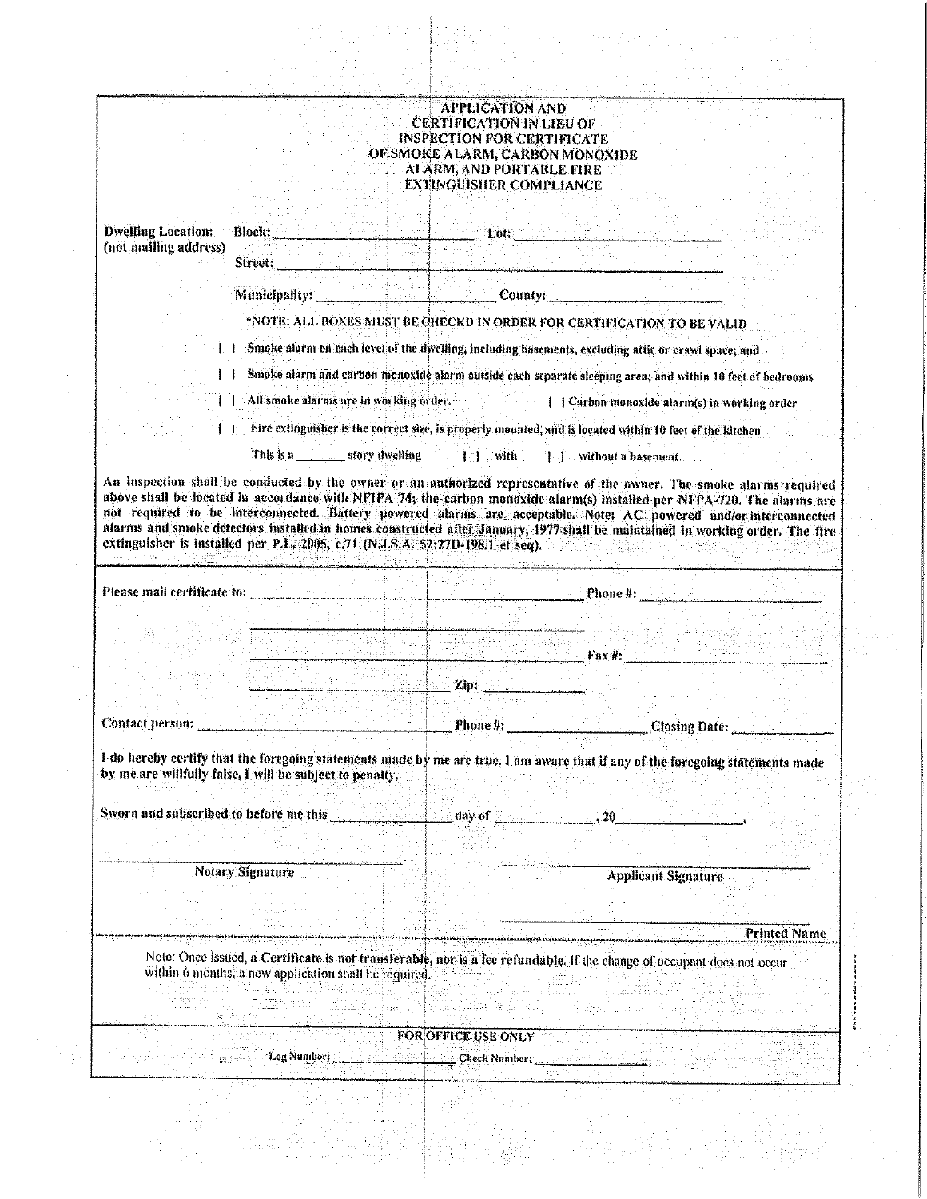# APPLICATION AND CERTIFICATION IN LIEU OF INSPECTION FOR CERTIFICATE OF SMOKE ALARM, CARBON MONOXIDE ALARM, AND PORTABLE FIRE EXTINGUISHER COMPLIANCE

**Dwelling Location:** (not mailing address) **Block:** ____________________ **Lot:** ____________________

**Street:** ________________________________________

**Municipality:** ____________________ **County:** ____________________

*NOTE: ALL BOXES MUST BE CHECKD IN ORDER FOR CERTIFICATION TO BE VALID

[ ] Smoke alarm on each level of the dwelling, including basements, excluding attic or crawl space; and

[ ] Smoke alarm and carbon monoxide alarm outside each separate sleeping area; and within 10 feet of bedrooms

[ ] All smoke alarms are in working order. [ ] Carbon monoxide alarm(s) in working order

[ ] Fire extinguisher is the correct size, is properly mounted, and is located within 10 feet of the kitchen.

This is a _______ story dwelling [ ] with [ ] without a basement.

An inspection shall be conducted by the owner or an authorized representative of the owner. The smoke alarms required above shall be located in accordance with NFIPA 74; the carbon monoxide alarm(s) installed per NFPA-720. The alarms are not required to be interconnected. Battery powered alarms are acceptable. Note: AC powered and/or interconnected alarms and smoke detectors installed in homes constructed after January, 1977 shall be maintained in working order. The fire extinguisher is installed per P.L. 2005, c.71 (N.J.S.A. 52:27D-198.1 et seq).

---

Please mail certificate to: ________________________________________ Phone #: ____________________

________________________________________

________________________________________ Fax #: ____________________

____________________ Zip: ____________

Contact person: ________________________________ Phone #: ____________________ Closing Date: ____________

I do hereby certify that the foregoing statements made by me are true. I am aware that if any of the foregoing statements made by me are willfully false, I will be subject to penalty.

Sworn and subscribed to before me this ____________ day of ____________, 20____________.

________________________________
Notary Signature

________________________________
Applicant Signature

________________________________
Printed Name

---

Note: Once issued, a Certificate is not transferable, nor is a fee refundable. If the change of occupant does not occur within 6 months, a new application shall be required.

---

**FOR OFFICE USE ONLY**

Log Number: ____________________ Check Number: ____________________